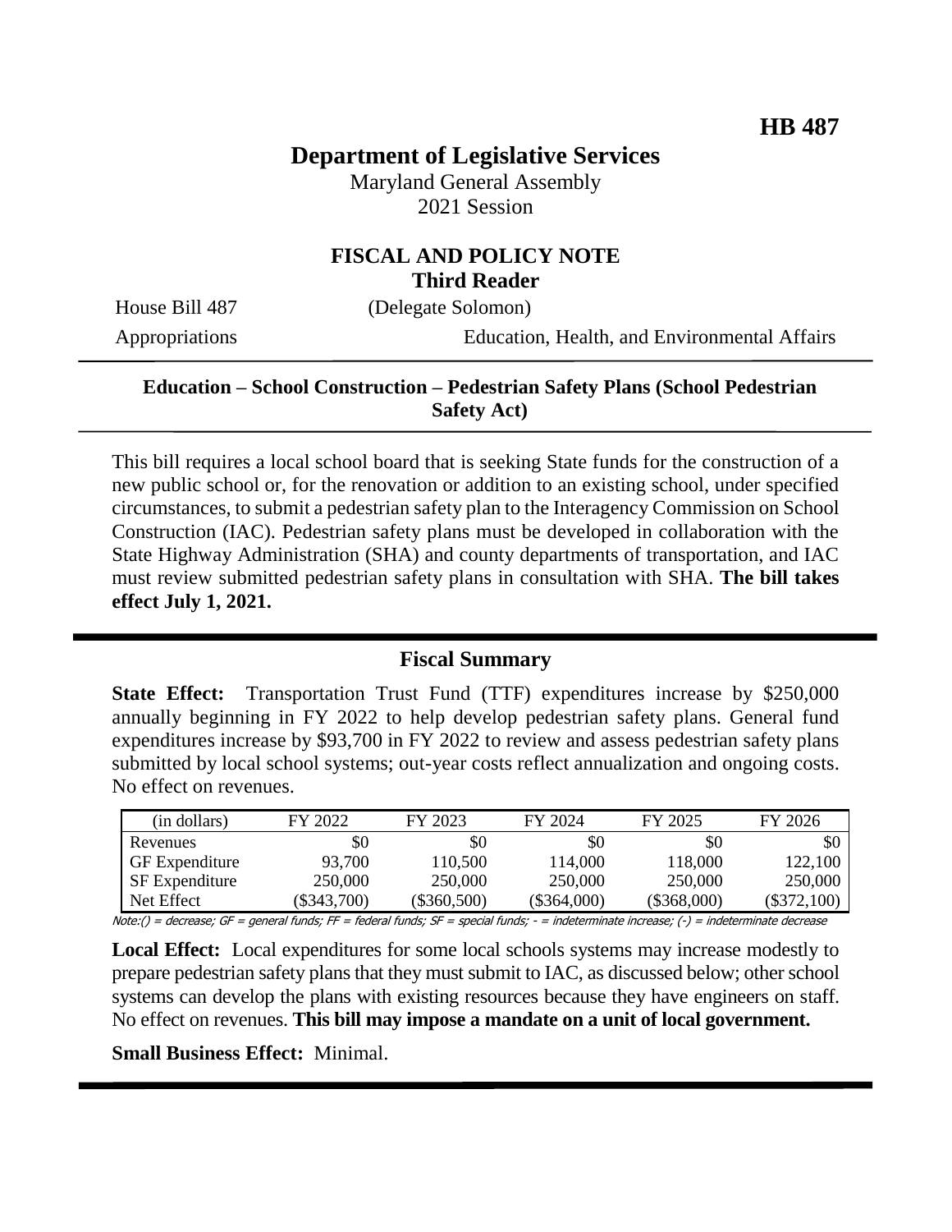HB 487

# Department of Legislative Services

Maryland General Assembly
2021 Session

## FISCAL AND POLICY NOTE
**Third Reader**

House Bill 487 (Delegate Solomon)

Appropriations — Education, Health, and Environmental Affairs

---

**Education – School Construction – Pedestrian Safety Plans (School Pedestrian Safety Act)**

---

This bill requires a local school board that is seeking State funds for the construction of a new public school or, for the renovation or addition to an existing school, under specified circumstances, to submit a pedestrian safety plan to the Interagency Commission on School Construction (IAC). Pedestrian safety plans must be developed in collaboration with the State Highway Administration (SHA) and county departments of transportation, and IAC must review submitted pedestrian safety plans in consultation with SHA. **The bill takes effect July 1, 2021.**

---

## Fiscal Summary

**State Effect:** Transportation Trust Fund (TTF) expenditures increase by $250,000 annually beginning in FY 2022 to help develop pedestrian safety plans. General fund expenditures increase by $93,700 in FY 2022 to review and assess pedestrian safety plans submitted by local school systems; out-year costs reflect annualization and ongoing costs. No effect on revenues.

| (in dollars) | FY 2022 | FY 2023 | FY 2024 | FY 2025 | FY 2026 |
|---|---|---|---|---|---|
| Revenues | $0 | $0 | $0 | $0 | $0 |
| GF Expenditure | 93,700 | 110,500 | 114,000 | 118,000 | 122,100 |
| SF Expenditure | 250,000 | 250,000 | 250,000 | 250,000 | 250,000 |
| Net Effect | ($343,700) | ($360,500) | ($364,000) | ($368,000) | ($372,100) |

Note:() = decrease; GF = general funds; FF = federal funds; SF = special funds; - = indeterminate increase; (-) = indeterminate decrease

**Local Effect:** Local expenditures for some local schools systems may increase modestly to prepare pedestrian safety plans that they must submit to IAC, as discussed below; other school systems can develop the plans with existing resources because they have engineers on staff. No effect on revenues. **This bill may impose a mandate on a unit of local government.**

**Small Business Effect:** Minimal.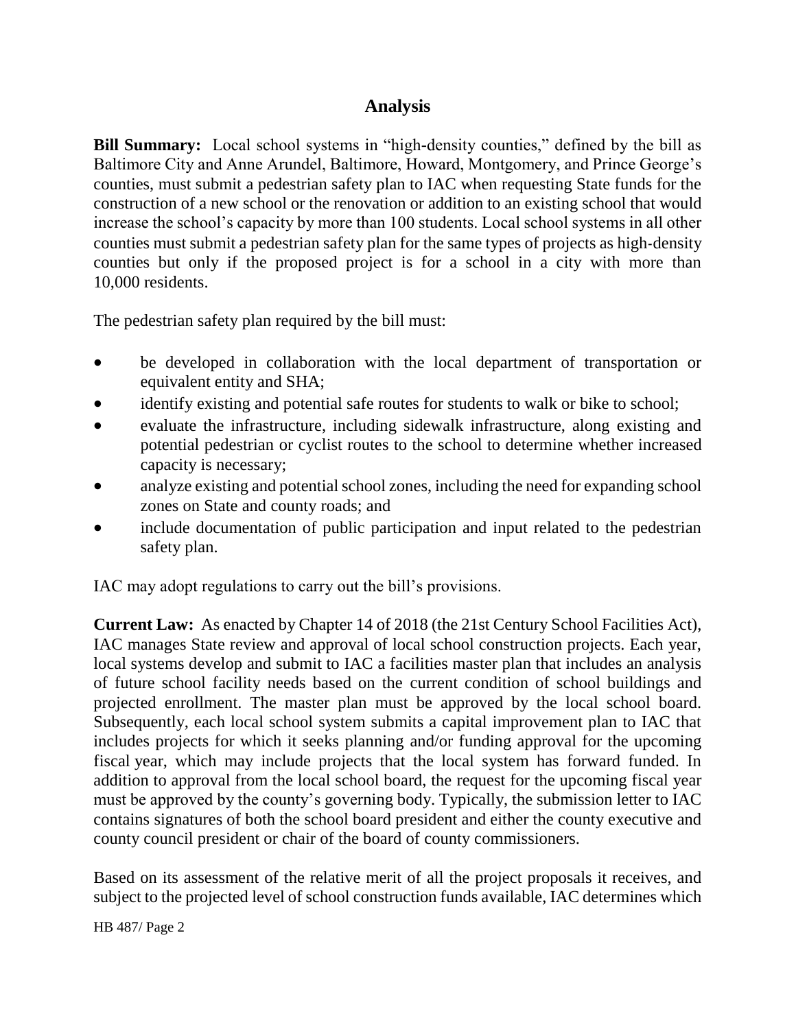## Analysis

**Bill Summary:** Local school systems in "high-density counties," defined by the bill as Baltimore City and Anne Arundel, Baltimore, Howard, Montgomery, and Prince George's counties, must submit a pedestrian safety plan to IAC when requesting State funds for the construction of a new school or the renovation or addition to an existing school that would increase the school's capacity by more than 100 students. Local school systems in all other counties must submit a pedestrian safety plan for the same types of projects as high-density counties but only if the proposed project is for a school in a city with more than 10,000 residents.

The pedestrian safety plan required by the bill must:

- be developed in collaboration with the local department of transportation or equivalent entity and SHA;
- identify existing and potential safe routes for students to walk or bike to school;
- evaluate the infrastructure, including sidewalk infrastructure, along existing and potential pedestrian or cyclist routes to the school to determine whether increased capacity is necessary;
- analyze existing and potential school zones, including the need for expanding school zones on State and county roads; and
- include documentation of public participation and input related to the pedestrian safety plan.

IAC may adopt regulations to carry out the bill's provisions.

**Current Law:** As enacted by Chapter 14 of 2018 (the 21st Century School Facilities Act), IAC manages State review and approval of local school construction projects. Each year, local systems develop and submit to IAC a facilities master plan that includes an analysis of future school facility needs based on the current condition of school buildings and projected enrollment. The master plan must be approved by the local school board. Subsequently, each local school system submits a capital improvement plan to IAC that includes projects for which it seeks planning and/or funding approval for the upcoming fiscal year, which may include projects that the local system has forward funded. In addition to approval from the local school board, the request for the upcoming fiscal year must be approved by the county's governing body. Typically, the submission letter to IAC contains signatures of both the school board president and either the county executive and county council president or chair of the board of county commissioners.

Based on its assessment of the relative merit of all the project proposals it receives, and subject to the projected level of school construction funds available, IAC determines which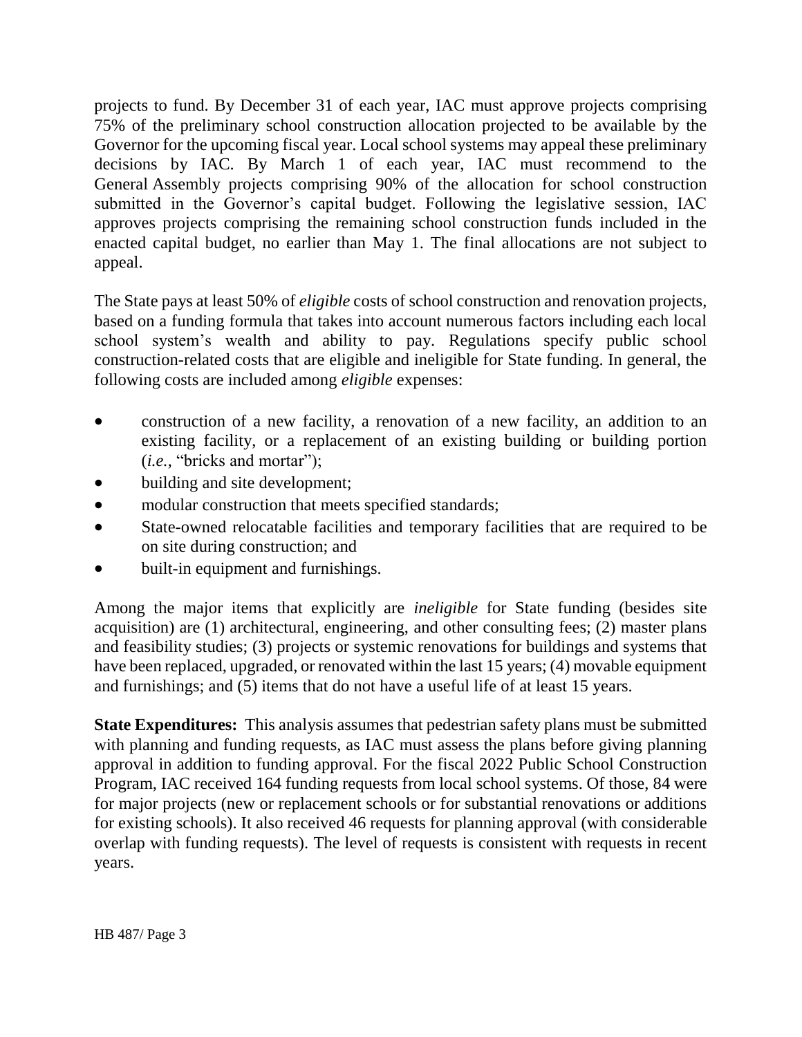projects to fund. By December 31 of each year, IAC must approve projects comprising 75% of the preliminary school construction allocation projected to be available by the Governor for the upcoming fiscal year. Local school systems may appeal these preliminary decisions by IAC. By March 1 of each year, IAC must recommend to the General Assembly projects comprising 90% of the allocation for school construction submitted in the Governor's capital budget. Following the legislative session, IAC approves projects comprising the remaining school construction funds included in the enacted capital budget, no earlier than May 1. The final allocations are not subject to appeal.

The State pays at least 50% of *eligible* costs of school construction and renovation projects, based on a funding formula that takes into account numerous factors including each local school system's wealth and ability to pay. Regulations specify public school construction-related costs that are eligible and ineligible for State funding. In general, the following costs are included among *eligible* expenses:

- construction of a new facility, a renovation of a new facility, an addition to an existing facility, or a replacement of an existing building or building portion (*i.e.*, "bricks and mortar");
- building and site development;
- modular construction that meets specified standards;
- State-owned relocatable facilities and temporary facilities that are required to be on site during construction; and
- built-in equipment and furnishings.

Among the major items that explicitly are *ineligible* for State funding (besides site acquisition) are (1) architectural, engineering, and other consulting fees; (2) master plans and feasibility studies; (3) projects or systemic renovations for buildings and systems that have been replaced, upgraded, or renovated within the last 15 years; (4) movable equipment and furnishings; and (5) items that do not have a useful life of at least 15 years.

**State Expenditures:** This analysis assumes that pedestrian safety plans must be submitted with planning and funding requests, as IAC must assess the plans before giving planning approval in addition to funding approval. For the fiscal 2022 Public School Construction Program, IAC received 164 funding requests from local school systems. Of those, 84 were for major projects (new or replacement schools or for substantial renovations or additions for existing schools). It also received 46 requests for planning approval (with considerable overlap with funding requests). The level of requests is consistent with requests in recent years.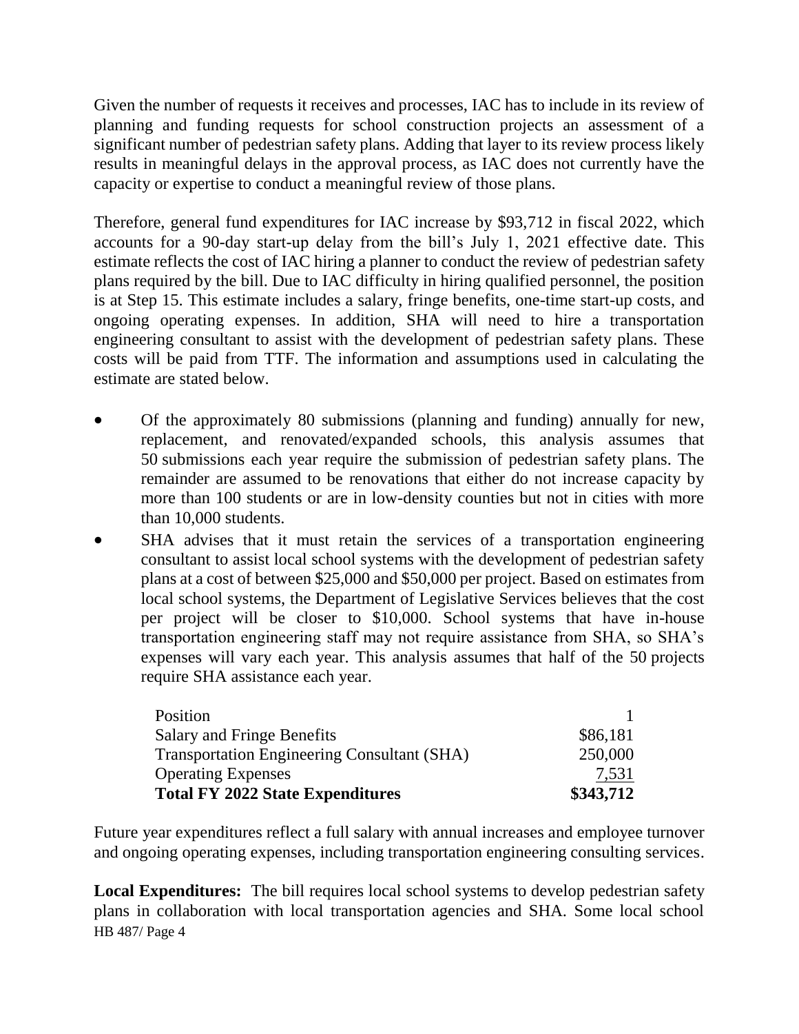Given the number of requests it receives and processes, IAC has to include in its review of planning and funding requests for school construction projects an assessment of a significant number of pedestrian safety plans. Adding that layer to its review process likely results in meaningful delays in the approval process, as IAC does not currently have the capacity or expertise to conduct a meaningful review of those plans.

Therefore, general fund expenditures for IAC increase by $93,712 in fiscal 2022, which accounts for a 90-day start-up delay from the bill's July 1, 2021 effective date. This estimate reflects the cost of IAC hiring a planner to conduct the review of pedestrian safety plans required by the bill. Due to IAC difficulty in hiring qualified personnel, the position is at Step 15. This estimate includes a salary, fringe benefits, one-time start-up costs, and ongoing operating expenses. In addition, SHA will need to hire a transportation engineering consultant to assist with the development of pedestrian safety plans. These costs will be paid from TTF. The information and assumptions used in calculating the estimate are stated below.

- Of the approximately 80 submissions (planning and funding) annually for new, replacement, and renovated/expanded schools, this analysis assumes that 50 submissions each year require the submission of pedestrian safety plans. The remainder are assumed to be renovations that either do not increase capacity by more than 100 students or are in low-density counties but not in cities with more than 10,000 students.
- SHA advises that it must retain the services of a transportation engineering consultant to assist local school systems with the development of pedestrian safety plans at a cost of between $25,000 and $50,000 per project. Based on estimates from local school systems, the Department of Legislative Services believes that the cost per project will be closer to $10,000. School systems that have in-house transportation engineering staff may not require assistance from SHA, so SHA's expenses will vary each year. This analysis assumes that half of the 50 projects require SHA assistance each year.

| | |
|---|---|
| Position | 1 |
| Salary and Fringe Benefits | $86,181 |
| Transportation Engineering Consultant (SHA) | 250,000 |
| Operating Expenses | 7,531 |
| **Total FY 2022 State Expenditures** | **$343,712** |

Future year expenditures reflect a full salary with annual increases and employee turnover and ongoing operating expenses, including transportation engineering consulting services.

**Local Expenditures:** The bill requires local school systems to develop pedestrian safety plans in collaboration with local transportation agencies and SHA. Some local school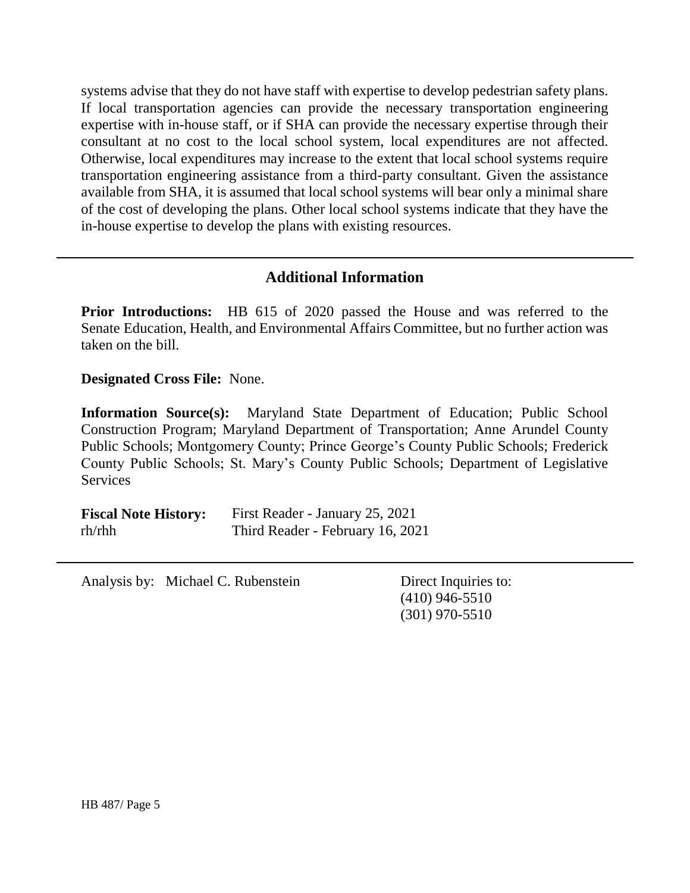systems advise that they do not have staff with expertise to develop pedestrian safety plans. If local transportation agencies can provide the necessary transportation engineering expertise with in-house staff, or if SHA can provide the necessary expertise through their consultant at no cost to the local school system, local expenditures are not affected. Otherwise, local expenditures may increase to the extent that local school systems require transportation engineering assistance from a third-party consultant. Given the assistance available from SHA, it is assumed that local school systems will bear only a minimal share of the cost of developing the plans. Other local school systems indicate that they have the in-house expertise to develop the plans with existing resources.

---

## Additional Information

**Prior Introductions:** HB 615 of 2020 passed the House and was referred to the Senate Education, Health, and Environmental Affairs Committee, but no further action was taken on the bill.

**Designated Cross File:** None.

**Information Source(s):** Maryland State Department of Education; Public School Construction Program; Maryland Department of Transportation; Anne Arundel County Public Schools; Montgomery County; Prince George's County Public Schools; Frederick County Public Schools; St. Mary's County Public Schools; Department of Legislative Services

**Fiscal Note History:** First Reader - January 25, 2021
rh/rhh Third Reader - February 16, 2021

---

Analysis by: Michael C. Rubenstein

Direct Inquiries to:
(410) 946-5510
(301) 970-5510